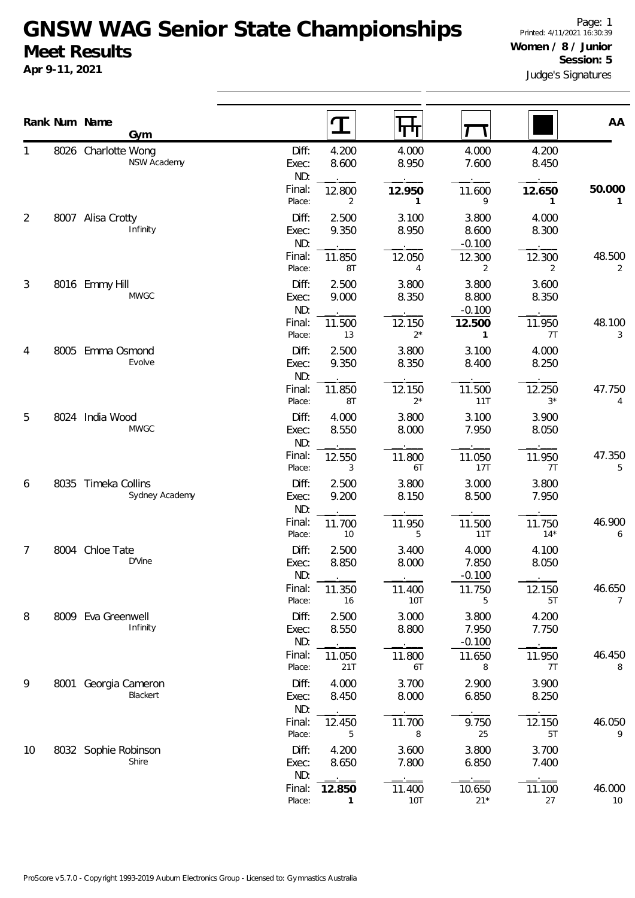# GNSW WAG Senior State Championships

## Meet Results

**Apr 9-11, 2021**

Printed: 4/11/2021 16:30:39

**Women / 8 / Junior**

**Session: 5**

Judge's Signatures

| Rank | Num | Name / Gym | | Vault | Bars | Beam | Floor | AA |
|---|---|---|---|---|---|---|---|---|
| 1 | 8026 | Charlotte Wong, NSW Academy | Diff: | 4.200 | 4.000 | 4.000 | 4.200 | |
| | | | Exec: | 8.600 | 8.950 | 7.600 | 8.450 | |
| | | | ND: | . | . | . | . | |
| | | | Final: | 12.800 | **12.950** | 11.600 | **12.650** | **50.000** |
| | | | Place: | 2 | **1** | 9 | **1** | **1** |
| 2 | 8007 | Alisa Crotty, Infinity | Diff: | 2.500 | 3.100 | 3.800 | 4.000 | |
| | | | Exec: | 9.350 | 8.950 | 8.600 | 8.300 | |
| | | | ND: | . | . | -0.100 | . | |
| | | | Final: | 11.850 | 12.050 | 12.300 | 12.300 | 48.500 |
| | | | Place: | 8T | 4 | 2 | 2 | 2 |
| 3 | 8016 | Emmy Hill, MWGC | Diff: | 2.500 | 3.800 | 3.800 | 3.600 | |
| | | | Exec: | 9.000 | 8.350 | 8.800 | 8.350 | |
| | | | ND: | . | . | -0.100 | . | |
| | | | Final: | 11.500 | 12.150 | **12.500** | 11.950 | 48.100 |
| | | | Place: | 13 | 2* | **1** | 7T | 3 |
| 4 | 8005 | Emma Osmond, Evolve | Diff: | 2.500 | 3.800 | 3.100 | 4.000 | |
| | | | Exec: | 9.350 | 8.350 | 8.400 | 8.250 | |
| | | | ND: | . | . | . | . | |
| | | | Final: | 11.850 | 12.150 | 11.500 | 12.250 | 47.750 |
| | | | Place: | 8T | 2* | 11T | 3* | 4 |
| 5 | 8024 | India Wood, MWGC | Diff: | 4.000 | 3.800 | 3.100 | 3.900 | |
| | | | Exec: | 8.550 | 8.000 | 7.950 | 8.050 | |
| | | | ND: | . | . | . | . | |
| | | | Final: | 12.550 | 11.800 | 11.050 | 11.950 | 47.350 |
| | | | Place: | 3 | 6T | 17T | 7T | 5 |
| 6 | 8035 | Timeka Collins, Sydney Academy | Diff: | 2.500 | 3.800 | 3.000 | 3.800 | |
| | | | Exec: | 9.200 | 8.150 | 8.500 | 7.950 | |
| | | | ND: | . | . | . | . | |
| | | | Final: | 11.700 | 11.950 | 11.500 | 11.750 | 46.900 |
| | | | Place: | 10 | 5 | 11T | 14* | 6 |
| 7 | 8004 | Chloe Tate, D'Vine | Diff: | 2.500 | 3.400 | 4.000 | 4.100 | |
| | | | Exec: | 8.850 | 8.000 | 7.850 | 8.050 | |
| | | | ND: | . | . | -0.100 | . | |
| | | | Final: | 11.350 | 11.400 | 11.750 | 12.150 | 46.650 |
| | | | Place: | 16 | 10T | 5 | 5T | 7 |
| 8 | 8009 | Eva Greenwell, Infinity | Diff: | 2.500 | 3.000 | 3.800 | 4.200 | |
| | | | Exec: | 8.550 | 8.800 | 7.950 | 7.750 | |
| | | | ND: | . | . | -0.100 | . | |
| | | | Final: | 11.050 | 11.800 | 11.650 | 11.950 | 46.450 |
| | | | Place: | 21T | 6T | 8 | 7T | 8 |
| 9 | 8001 | Georgia Cameron, Blackert | Diff: | 4.000 | 3.700 | 2.900 | 3.900 | |
| | | | Exec: | 8.450 | 8.000 | 6.850 | 8.250 | |
| | | | ND: | . | . | . | . | |
| | | | Final: | 12.450 | 11.700 | 9.750 | 12.150 | 46.050 |
| | | | Place: | 5 | 8 | 25 | 5T | 9 |
| 10 | 8032 | Sophie Robinson, Shire | Diff: | 4.200 | 3.600 | 3.800 | 3.700 | |
| | | | Exec: | 8.650 | 7.800 | 6.850 | 7.400 | |
| | | | ND: | . | . | . | . | |
| | | | Final: | **12.850** | 11.400 | 10.650 | 11.100 | 46.000 |
| | | | Place: | **1** | 10T | 21* | 27 | 10 |

ProScore v5.7.0 - Copyright 1993-2019 Auburn Electronics Group - Licensed to: Gymnastics Australia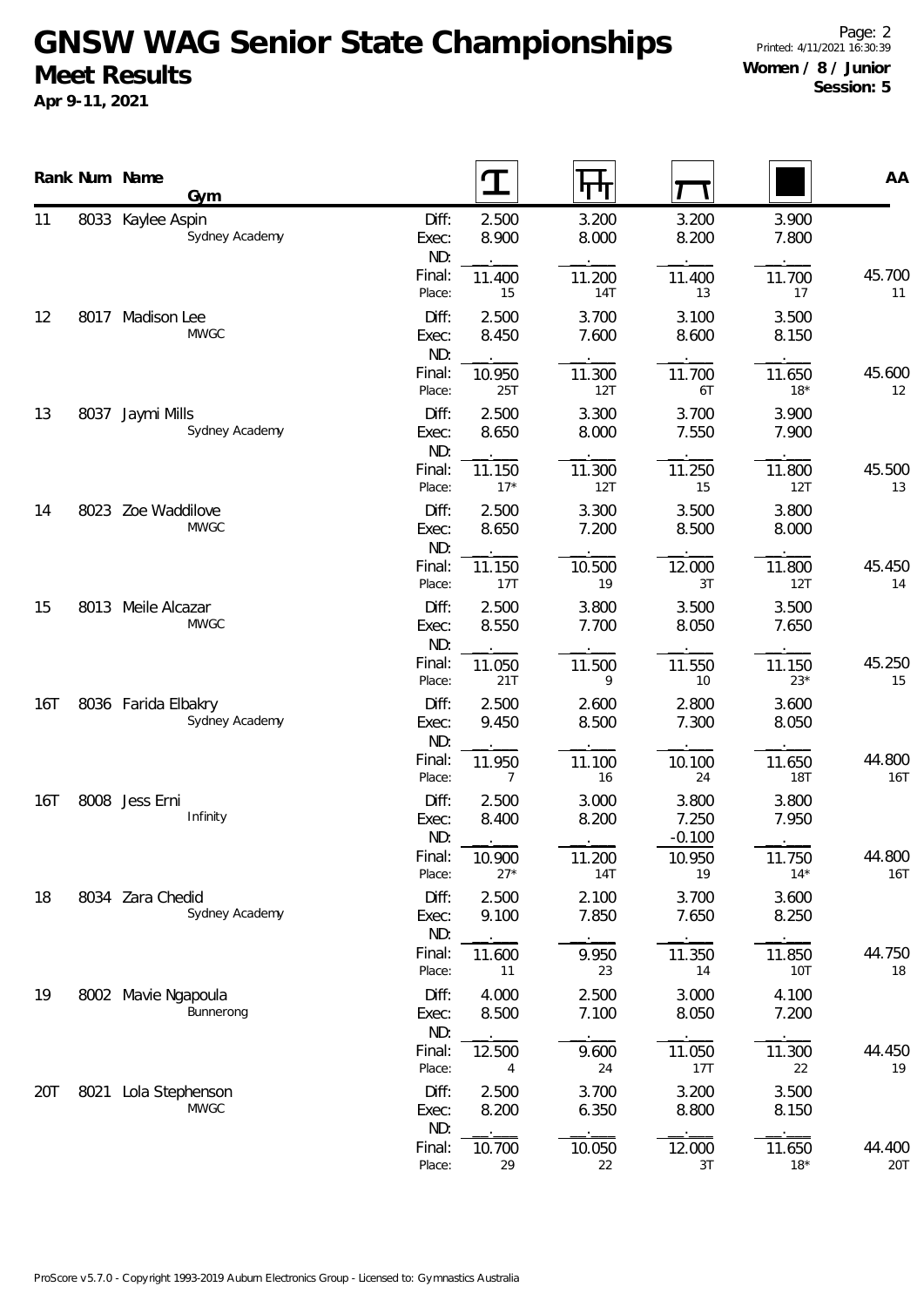# GNSW WAG Senior State Championships

## Meet Results

**Apr 9-11, 2021**

Printed: 4/11/2021 16:30:39
**Women / 8 / Junior**
**Session: 5**

| Rank | Num | Name / Gym | | Vault | Bars | Beam | Floor | AA |
|---|---|---|---|---|---|---|---|---|
| 11 | 8033 | Kaylee Aspin<br>Sydney Academy | Diff: | 2.500 | 3.200 | 3.200 | 3.900 | |
| | | | Exec: | 8.900 | 8.000 | 8.200 | 7.800 | |
| | | | ND: | . | . | . | . | |
| | | | Final: | 11.400 | 11.200 | 11.400 | 11.700 | 45.700 |
| | | | Place: | 15 | 14T | 13 | 17 | 11 |
| 12 | 8017 | Madison Lee<br>MWGC | Diff: | 2.500 | 3.700 | 3.100 | 3.500 | |
| | | | Exec: | 8.450 | 7.600 | 8.600 | 8.150 | |
| | | | ND: | . | . | . | . | |
| | | | Final: | 10.950 | 11.300 | 11.700 | 11.650 | 45.600 |
| | | | Place: | 25T | 12T | 6T | 18* | 12 |
| 13 | 8037 | Jaymi Mills<br>Sydney Academy | Diff: | 2.500 | 3.300 | 3.700 | 3.900 | |
| | | | Exec: | 8.650 | 8.000 | 7.550 | 7.900 | |
| | | | ND: | . | . | . | . | |
| | | | Final: | 11.150 | 11.300 | 11.250 | 11.800 | 45.500 |
| | | | Place: | 17* | 12T | 15 | 12T | 13 |
| 14 | 8023 | Zoe Waddilove<br>MWGC | Diff: | 2.500 | 3.300 | 3.500 | 3.800 | |
| | | | Exec: | 8.650 | 7.200 | 8.500 | 8.000 | |
| | | | ND: | . | . | . | . | |
| | | | Final: | 11.150 | 10.500 | 12.000 | 11.800 | 45.450 |
| | | | Place: | 17T | 19 | 3T | 12T | 14 |
| 15 | 8013 | Meile Alcazar<br>MWGC | Diff: | 2.500 | 3.800 | 3.500 | 3.500 | |
| | | | Exec: | 8.550 | 7.700 | 8.050 | 7.650 | |
| | | | ND: | . | . | . | . | |
| | | | Final: | 11.050 | 11.500 | 11.550 | 11.150 | 45.250 |
| | | | Place: | 21T | 9 | 10 | 23* | 15 |
| 16T | 8036 | Farida Elbakry<br>Sydney Academy | Diff: | 2.500 | 2.600 | 2.800 | 3.600 | |
| | | | Exec: | 9.450 | 8.500 | 7.300 | 8.050 | |
| | | | ND: | . | . | . | . | |
| | | | Final: | 11.950 | 11.100 | 10.100 | 11.650 | 44.800 |
| | | | Place: | 7 | 16 | 24 | 18T | 16T |
| 16T | 8008 | Jess Erni<br>Infinity | Diff: | 2.500 | 3.000 | 3.800 | 3.800 | |
| | | | Exec: | 8.400 | 8.200 | 7.250 | 7.950 | |
| | | | ND: | . | . | -0.100 | . | |
| | | | Final: | 10.900 | 11.200 | 10.950 | 11.750 | 44.800 |
| | | | Place: | 27* | 14T | 19 | 14* | 16T |
| 18 | 8034 | Zara Chedid<br>Sydney Academy | Diff: | 2.500 | 2.100 | 3.700 | 3.600 | |
| | | | Exec: | 9.100 | 7.850 | 7.650 | 8.250 | |
| | | | ND: | . | . | . | . | |
| | | | Final: | 11.600 | 9.950 | 11.350 | 11.850 | 44.750 |
| | | | Place: | 11 | 23 | 14 | 10T | 18 |
| 19 | 8002 | Mavie Ngapoula<br>Bunnerong | Diff: | 4.000 | 2.500 | 3.000 | 4.100 | |
| | | | Exec: | 8.500 | 7.100 | 8.050 | 7.200 | |
| | | | ND: | . | . | . | . | |
| | | | Final: | 12.500 | 9.600 | 11.050 | 11.300 | 44.450 |
| | | | Place: | 4 | 24 | 17T | 22 | 19 |
| 20T | 8021 | Lola Stephenson<br>MWGC | Diff: | 2.500 | 3.700 | 3.200 | 3.500 | |
| | | | Exec: | 8.200 | 6.350 | 8.800 | 8.150 | |
| | | | ND: | . | . | . | . | |
| | | | Final: | 10.700 | 10.050 | 12.000 | 11.650 | 44.400 |
| | | | Place: | 29 | 22 | 3T | 18* | 20T |

ProScore v5.7.0 - Copyright 1993-2019 Auburn Electronics Group - Licensed to: Gymnastics Australia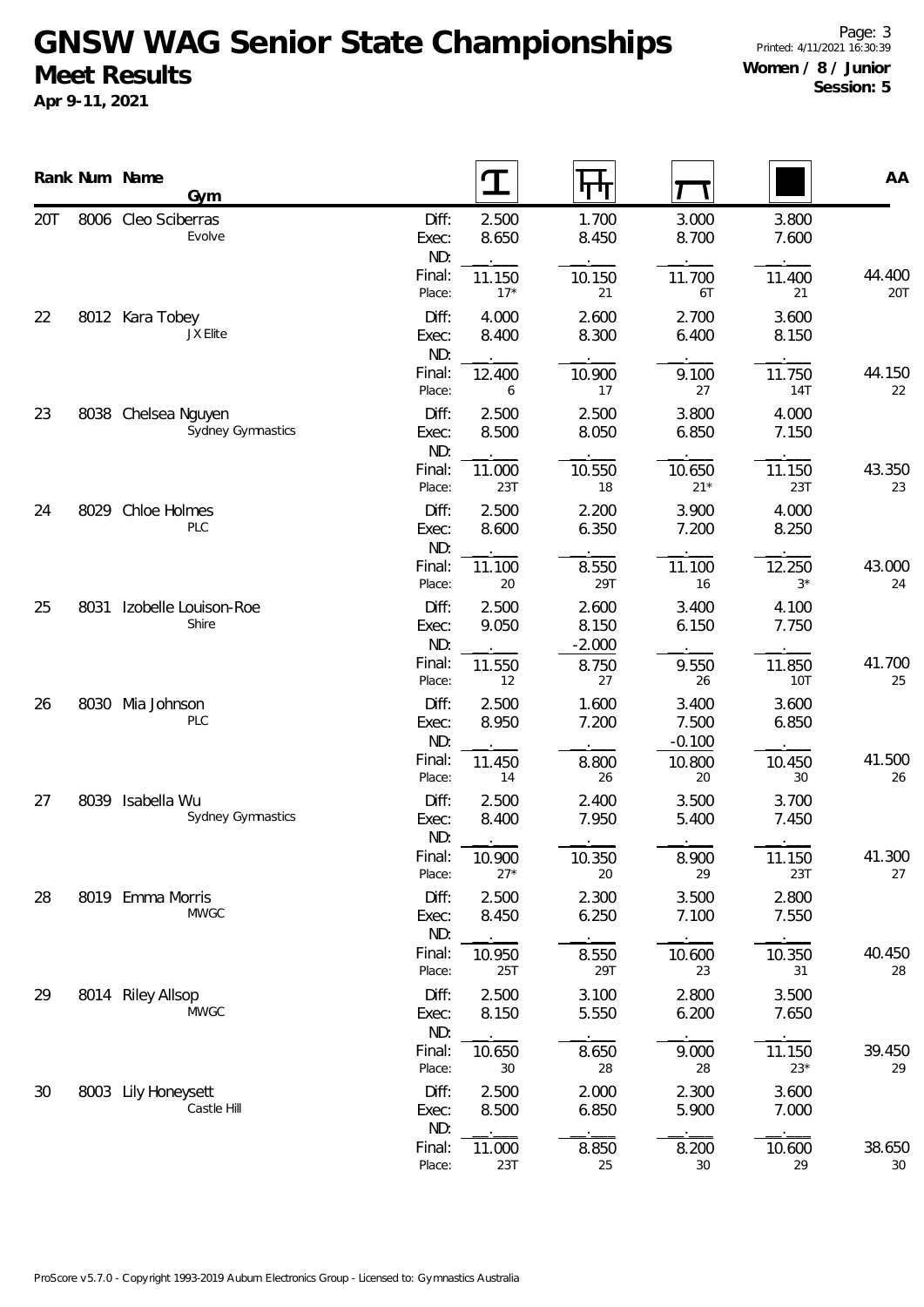# GNSW WAG Senior State Championships

## Meet Results

**Apr 9-11, 2021**

**Women / 8 / Junior**
**Session: 5**

| Rank | Num | Name / Gym | | Vault | Bars | Beam | Floor | AA |
|---|---|---|---|---|---|---|---|---|
| 20T | 8006 | Cleo Sciberras | Diff: | 2.500 | 1.700 | 3.000 | 3.800 | |
| | | Evolve | Exec: | 8.650 | 8.450 | 8.700 | 7.600 | |
| | | | ND: | . | . | . | . | |
| | | | Final: | 11.150 | 10.150 | 11.700 | 11.400 | 44.400 |
| | | | Place: | 17* | 21 | 6T | 21 | 20T |
| 22 | 8012 | Kara Tobey | Diff: | 4.000 | 2.600 | 2.700 | 3.600 | |
| | | JX Elite | Exec: | 8.400 | 8.300 | 6.400 | 8.150 | |
| | | | ND: | . | . | . | . | |
| | | | Final: | 12.400 | 10.900 | 9.100 | 11.750 | 44.150 |
| | | | Place: | 6 | 17 | 27 | 14T | 22 |
| 23 | 8038 | Chelsea Nguyen | Diff: | 2.500 | 2.500 | 3.800 | 4.000 | |
| | | Sydney Gymnastics | Exec: | 8.500 | 8.050 | 6.850 | 7.150 | |
| | | | ND: | . | . | . | . | |
| | | | Final: | 11.000 | 10.550 | 10.650 | 11.150 | 43.350 |
| | | | Place: | 23T | 18 | 21* | 23T | 23 |
| 24 | 8029 | Chloe Holmes | Diff: | 2.500 | 2.200 | 3.900 | 4.000 | |
| | | PLC | Exec: | 8.600 | 6.350 | 7.200 | 8.250 | |
| | | | ND: | . | . | . | . | |
| | | | Final: | 11.100 | 8.550 | 11.100 | 12.250 | 43.000 |
| | | | Place: | 20 | 29T | 16 | 3* | 24 |
| 25 | 8031 | Izobelle Louison-Roe | Diff: | 2.500 | 2.600 | 3.400 | 4.100 | |
| | | Shire | Exec: | 9.050 | 8.150 | 6.150 | 7.750 | |
| | | | ND: | . | -2.000 | . | . | |
| | | | Final: | 11.550 | 8.750 | 9.550 | 11.850 | 41.700 |
| | | | Place: | 12 | 27 | 26 | 10T | 25 |
| 26 | 8030 | Mia Johnson | Diff: | 2.500 | 1.600 | 3.400 | 3.600 | |
| | | PLC | Exec: | 8.950 | 7.200 | 7.500 | 6.850 | |
| | | | ND: | . | . | -0.100 | . | |
| | | | Final: | 11.450 | 8.800 | 10.800 | 10.450 | 41.500 |
| | | | Place: | 14 | 26 | 20 | 30 | 26 |
| 27 | 8039 | Isabella Wu | Diff: | 2.500 | 2.400 | 3.500 | 3.700 | |
| | | Sydney Gymnastics | Exec: | 8.400 | 7.950 | 5.400 | 7.450 | |
| | | | ND: | . | . | . | . | |
| | | | Final: | 10.900 | 10.350 | 8.900 | 11.150 | 41.300 |
| | | | Place: | 27* | 20 | 29 | 23T | 27 |
| 28 | 8019 | Emma Morris | Diff: | 2.500 | 2.300 | 3.500 | 2.800 | |
| | | MWGC | Exec: | 8.450 | 6.250 | 7.100 | 7.550 | |
| | | | ND: | . | . | . | . | |
| | | | Final: | 10.950 | 8.550 | 10.600 | 10.350 | 40.450 |
| | | | Place: | 25T | 29T | 23 | 31 | 28 |
| 29 | 8014 | Riley Allsop | Diff: | 2.500 | 3.100 | 2.800 | 3.500 | |
| | | MWGC | Exec: | 8.150 | 5.550 | 6.200 | 7.650 | |
| | | | ND: | . | . | . | . | |
| | | | Final: | 10.650 | 8.650 | 9.000 | 11.150 | 39.450 |
| | | | Place: | 30 | 28 | 28 | 23* | 29 |
| 30 | 8003 | Lily Honeysett | Diff: | 2.500 | 2.000 | 2.300 | 3.600 | |
| | | Castle Hill | Exec: | 8.500 | 6.850 | 5.900 | 7.000 | |
| | | | ND: | . | . | . | . | |
| | | | Final: | 11.000 | 8.850 | 8.200 | 10.600 | 38.650 |
| | | | Place: | 23T | 25 | 30 | 29 | 30 |

ProScore v5.7.0 - Copyright 1993-2019 Auburn Electronics Group - Licensed to: Gymnastics Australia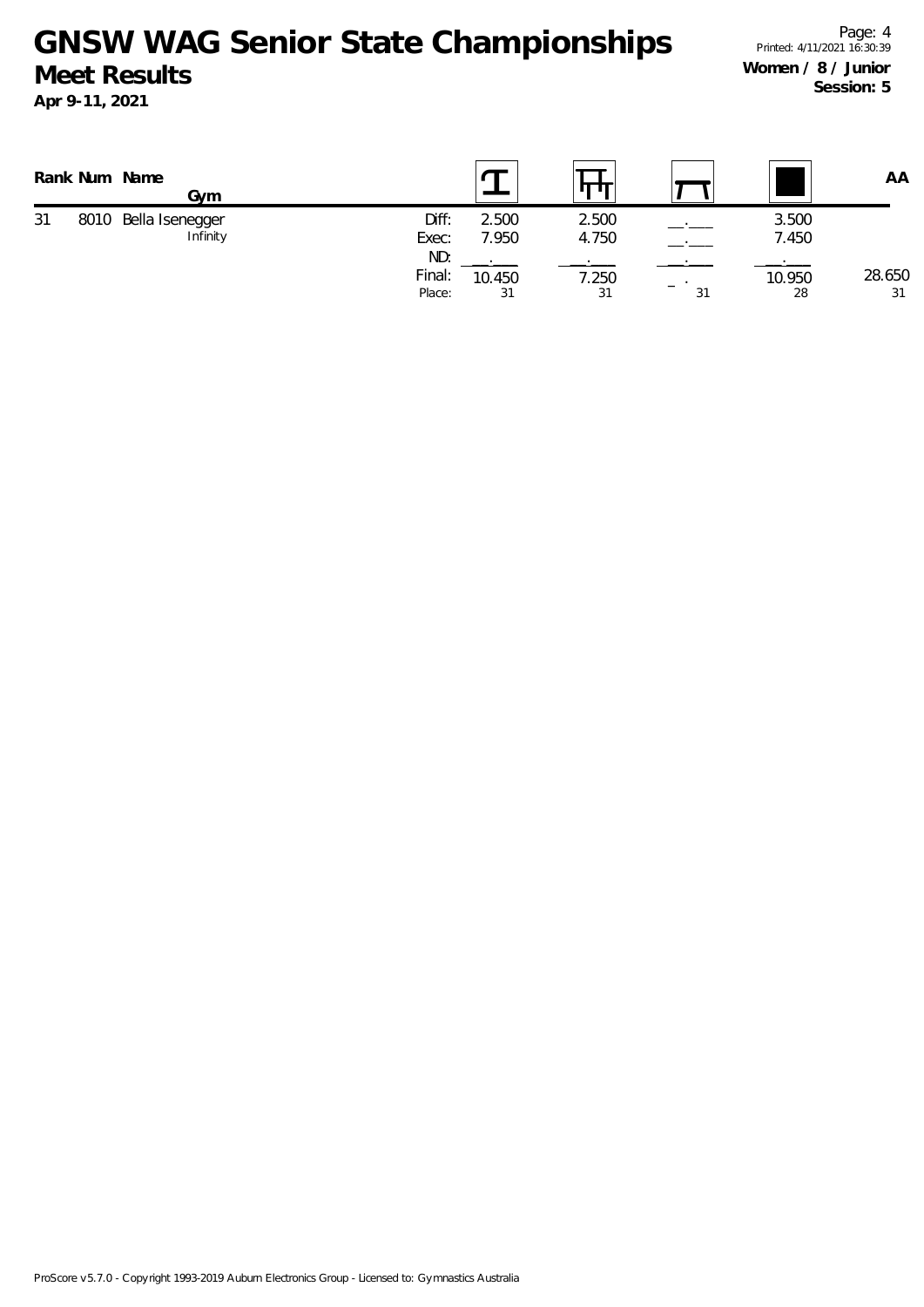# GNSW WAG Senior State Championships

## Meet Results

**Apr 9-11, 2021**

**Women / 8 / Junior**
**Session: 5**

| Rank | Num | Name / Gym | | Vault | Bars | Beam | Floor | AA |
|---|---|---|---|---|---|---|---|---|
| 31 | 8010 | Bella Isenegger | Diff: | 2.500 | 2.500 | __.___ | 3.500 | |
| | | Infinity | Exec: | 7.950 | 4.750 | __.___ | 7.450 | |
| | | | ND: | __.___ | __.___ | __.___ | __.___ | |
| | | | Final: | 10.450 | 7.250 | _ . | 10.950 | 28.650 |
| | | | Place: | 31 | 31 | 31 | 28 | 31 |